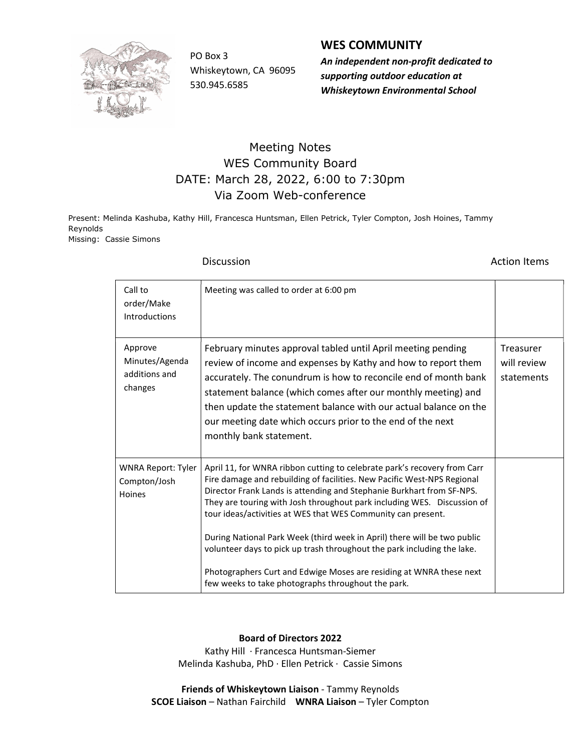PO Box 3
Whiskeytown, CA 96095
530.945.6585

## WES COMMUNITY

***An independent non-profit dedicated to supporting outdoor education at Whiskeytown Environmental School***

# Meeting Notes
## WES Community Board
## DATE: March 28, 2022, 6:00 to 7:30pm
## Via Zoom Web-conference

Present: Melinda Kashuba, Kathy Hill, Francesca Huntsman, Ellen Petrick, Tyler Compton, Josh Hoines, Tammy Reynolds
Missing: Cassie Simons

| | Discussion | Action Items |
|---|---|---|
| Call to order/Make Introductions | Meeting was called to order at 6:00 pm | |
| Approve Minutes/Agenda additions and changes | February minutes approval tabled until April meeting pending review of income and expenses by Kathy and how to report them accurately. The conundrum is how to reconcile end of month bank statement balance (which comes after our monthly meeting) and then update the statement balance with our actual balance on the our meeting date which occurs prior to the end of the next monthly bank statement. | Treasurer will review statements |
| WNRA Report: Tyler Compton/Josh Hoines | April 11, for WNRA ribbon cutting to celebrate park's recovery from Carr Fire damage and rebuilding of facilities. New Pacific West-NPS Regional Director Frank Lands is attending and Stephanie Burkhart from SF-NPS. They are touring with Josh throughout park including WES. Discussion of tour ideas/activities at WES that WES Community can present.<br><br>During National Park Week (third week in April) there will be two public volunteer days to pick up trash throughout the park including the lake.<br><br>Photographers Curt and Edwige Moses are residing at WNRA these next few weeks to take photographs throughout the park. | |

**Board of Directors 2022**
Kathy Hill · Francesca Huntsman-Siemer
Melinda Kashuba, PhD · Ellen Petrick · Cassie Simons

**Friends of Whiskeytown Liaison** - Tammy Reynolds
**SCOE Liaison** – Nathan Fairchild **WNRA Liaison** – Tyler Compton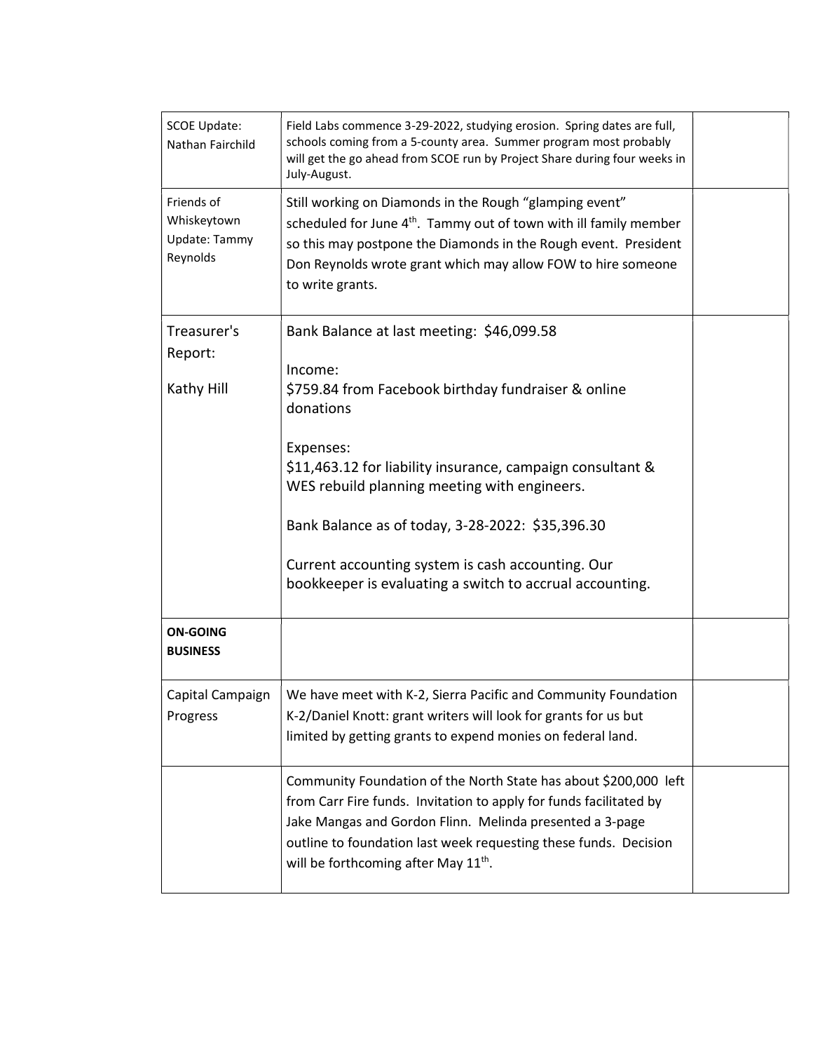| | | |
|---|---|---|
| SCOE Update: Nathan Fairchild | Field Labs commence 3-29-2022, studying erosion. Spring dates are full, schools coming from a 5-county area. Summer program most probably will get the go ahead from SCOE run by Project Share during four weeks in July-August. | |
| Friends of Whiskeytown Update: Tammy Reynolds | Still working on Diamonds in the Rough "glamping event" scheduled for June 4th. Tammy out of town with ill family member so this may postpone the Diamonds in the Rough event. President Don Reynolds wrote grant which may allow FOW to hire someone to write grants. | |
| Treasurer's Report:<br><br>Kathy Hill | Bank Balance at last meeting: $46,099.58<br><br>Income:<br>$759.84 from Facebook birthday fundraiser & online donations<br><br>Expenses:<br>$11,463.12 for liability insurance, campaign consultant & WES rebuild planning meeting with engineers.<br><br>Bank Balance as of today, 3-28-2022: $35,396.30<br><br>Current accounting system is cash accounting. Our bookkeeper is evaluating a switch to accrual accounting. | |
| **ON-GOING BUSINESS** | | |
| Capital Campaign Progress | We have meet with K-2, Sierra Pacific and Community Foundation<br>K-2/Daniel Knott: grant writers will look for grants for us but limited by getting grants to expend monies on federal land. | |
| | Community Foundation of the North State has about $200,000 left from Carr Fire funds. Invitation to apply for funds facilitated by Jake Mangas and Gordon Flinn. Melinda presented a 3-page outline to foundation last week requesting these funds. Decision will be forthcoming after May 11th. | |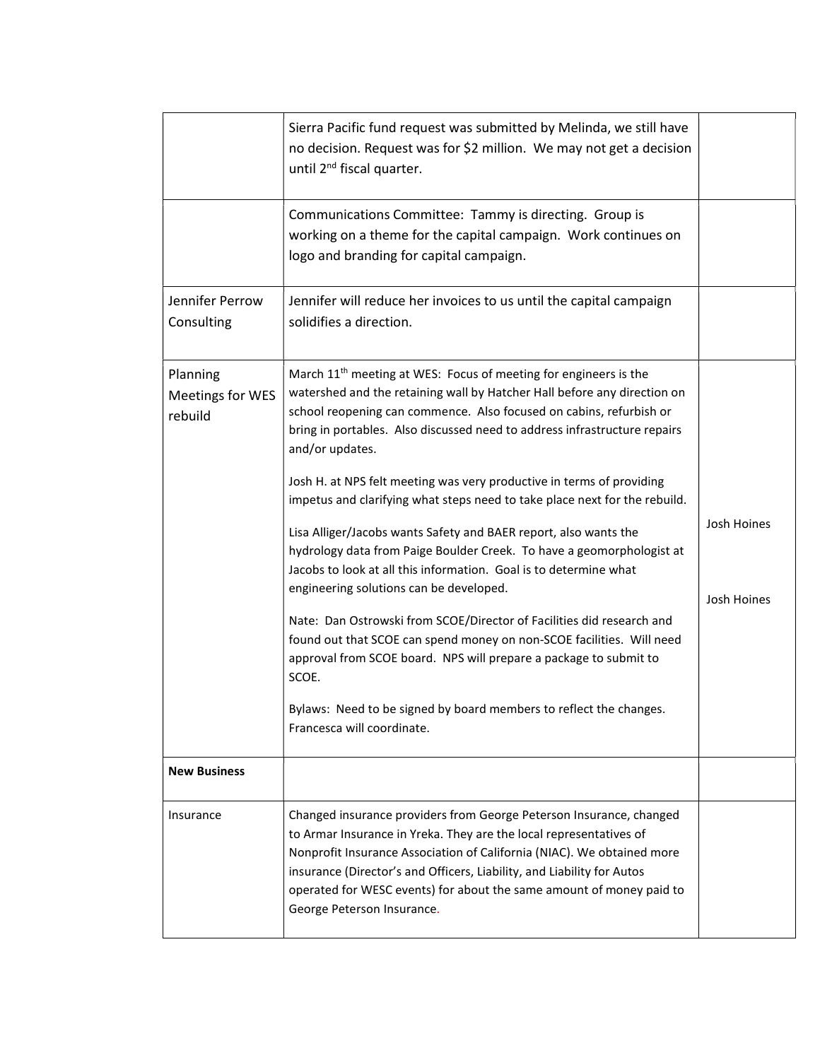| | | |
|---|---|---|
| | Sierra Pacific fund request was submitted by Melinda, we still have no decision. Request was for $2 million. We may not get a decision until 2nd fiscal quarter. | |
| | Communications Committee: Tammy is directing. Group is working on a theme for the capital campaign. Work continues on logo and branding for capital campaign. | |
| Jennifer Perrow Consulting | Jennifer will reduce her invoices to us until the capital campaign solidifies a direction. | |
| Planning Meetings for WES rebuild | March 11th meeting at WES: Focus of meeting for engineers is the watershed and the retaining wall by Hatcher Hall before any direction on school reopening can commence. Also focused on cabins, refurbish or bring in portables. Also discussed need to address infrastructure repairs and/or updates.<br><br>Josh H. at NPS felt meeting was very productive in terms of providing impetus and clarifying what steps need to take place next for the rebuild.<br><br>Lisa Alliger/Jacobs wants Safety and BAER report, also wants the hydrology data from Paige Boulder Creek. To have a geomorphologist at Jacobs to look at all this information. Goal is to determine what engineering solutions can be developed.<br><br>Nate: Dan Ostrowski from SCOE/Director of Facilities did research and found out that SCOE can spend money on non-SCOE facilities. Will need approval from SCOE board. NPS will prepare a package to submit to SCOE.<br><br>Bylaws: Need to be signed by board members to reflect the changes. Francesca will coordinate. | Josh Hoines<br><br>Josh Hoines |
| **New Business** | | |
| Insurance | Changed insurance providers from George Peterson Insurance, changed to Armar Insurance in Yreka. They are the local representatives of Nonprofit Insurance Association of California (NIAC). We obtained more insurance (Director's and Officers, Liability, and Liability for Autos operated for WESC events) for about the same amount of money paid to George Peterson Insurance. | |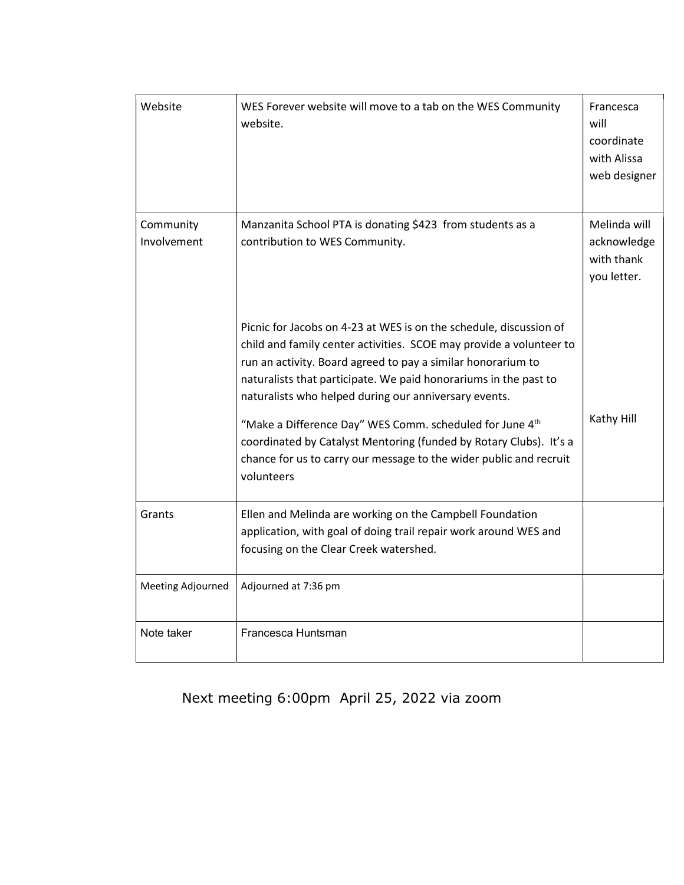| | | |
|---|---|---|
| Website | WES Forever website will move to a tab on the WES Community website. | Francesca will coordinate with Alissa web designer |
| Community Involvement | Manzanita School PTA is donating $423 from students as a contribution to WES Community.<br><br>Picnic for Jacobs on 4-23 at WES is on the schedule, discussion of child and family center activities. SCOE may provide a volunteer to run an activity. Board agreed to pay a similar honorarium to naturalists that participate. We paid honorariums in the past to naturalists who helped during our anniversary events.<br><br>"Make a Difference Day" WES Comm. scheduled for June 4th coordinated by Catalyst Mentoring (funded by Rotary Clubs). It's a chance for us to carry our message to the wider public and recruit volunteers | Melinda will acknowledge with thank you letter.<br><br>Kathy Hill |
| Grants | Ellen and Melinda are working on the Campbell Foundation application, with goal of doing trail repair work around WES and focusing on the Clear Creek watershed. | |
| Meeting Adjourned | Adjourned at 7:36 pm | |
| Note taker | Francesca Huntsman | |

Next meeting 6:00pm April 25, 2022 via zoom